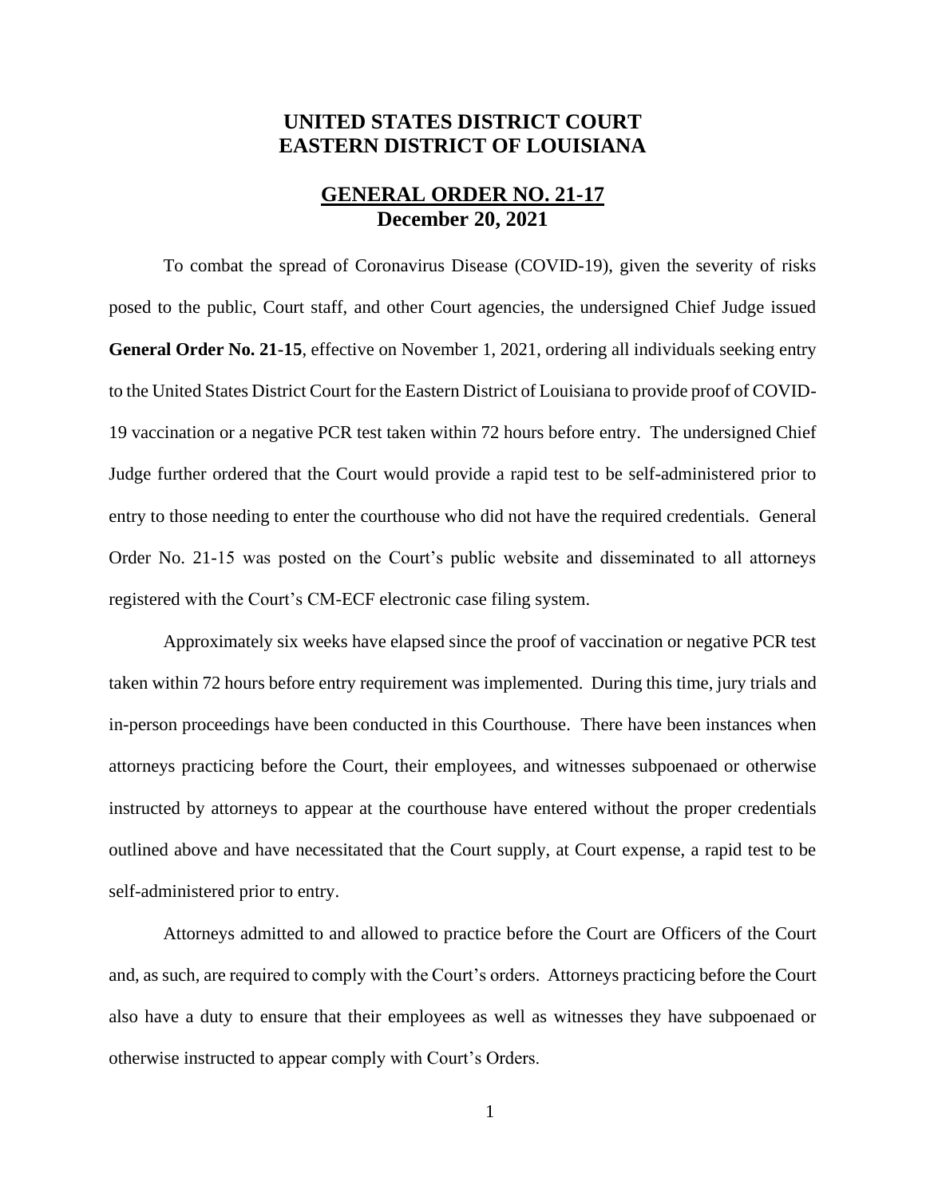# UNITED STATES DISTRICT COURT
# EASTERN DISTRICT OF LOUISIANA

## GENERAL ORDER NO. 21-17
## December 20, 2021

To combat the spread of Coronavirus Disease (COVID-19), given the severity of risks posed to the public, Court staff, and other Court agencies, the undersigned Chief Judge issued **General Order No. 21-15**, effective on November 1, 2021, ordering all individuals seeking entry to the United States District Court for the Eastern District of Louisiana to provide proof of COVID-19 vaccination or a negative PCR test taken within 72 hours before entry. The undersigned Chief Judge further ordered that the Court would provide a rapid test to be self-administered prior to entry to those needing to enter the courthouse who did not have the required credentials. General Order No. 21-15 was posted on the Court's public website and disseminated to all attorneys registered with the Court's CM-ECF electronic case filing system.

Approximately six weeks have elapsed since the proof of vaccination or negative PCR test taken within 72 hours before entry requirement was implemented. During this time, jury trials and in-person proceedings have been conducted in this Courthouse. There have been instances when attorneys practicing before the Court, their employees, and witnesses subpoenaed or otherwise instructed by attorneys to appear at the courthouse have entered without the proper credentials outlined above and have necessitated that the Court supply, at Court expense, a rapid test to be self-administered prior to entry.

Attorneys admitted to and allowed to practice before the Court are Officers of the Court and, as such, are required to comply with the Court's orders. Attorneys practicing before the Court also have a duty to ensure that their employees as well as witnesses they have subpoenaed or otherwise instructed to appear comply with Court's Orders.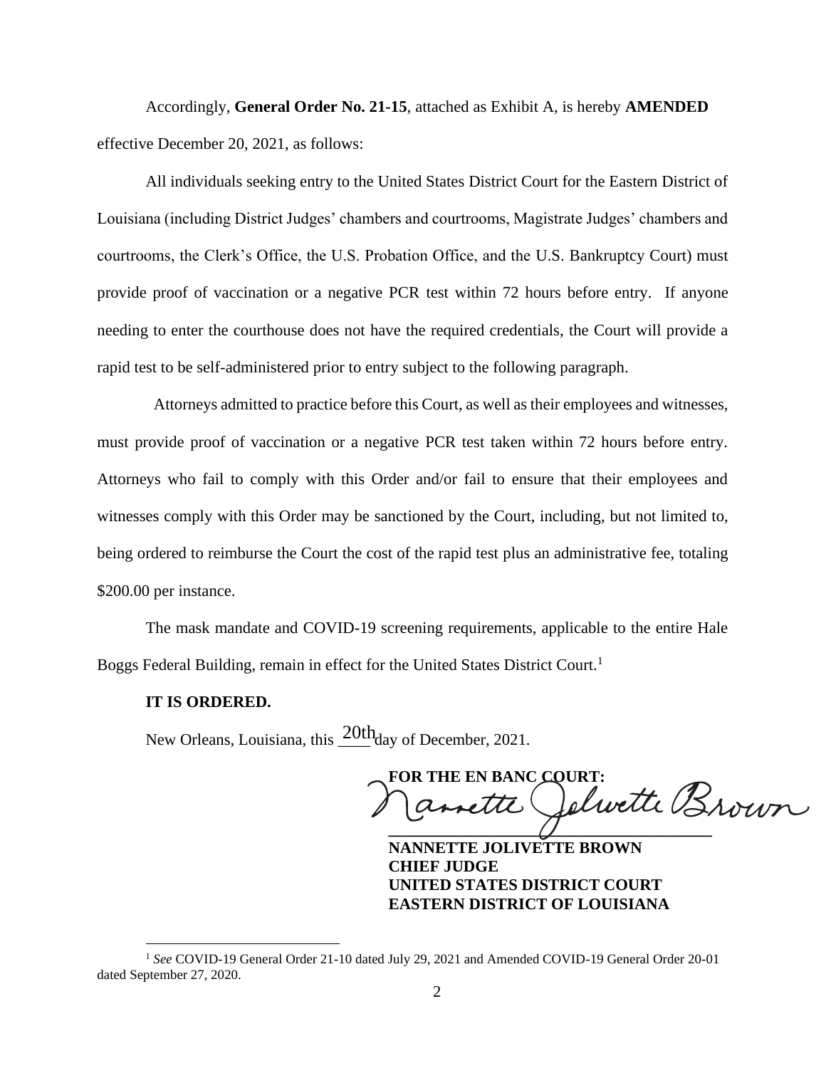Accordingly, **General Order No. 21-15**, attached as Exhibit A, is hereby **AMENDED** effective December 20, 2021, as follows:

All individuals seeking entry to the United States District Court for the Eastern District of Louisiana (including District Judges' chambers and courtrooms, Magistrate Judges' chambers and courtrooms, the Clerk's Office, the U.S. Probation Office, and the U.S. Bankruptcy Court) must provide proof of vaccination or a negative PCR test within 72 hours before entry. If anyone needing to enter the courthouse does not have the required credentials, the Court will provide a rapid test to be self-administered prior to entry subject to the following paragraph.

Attorneys admitted to practice before this Court, as well as their employees and witnesses, must provide proof of vaccination or a negative PCR test taken within 72 hours before entry. Attorneys who fail to comply with this Order and/or fail to ensure that their employees and witnesses comply with this Order may be sanctioned by the Court, including, but not limited to, being ordered to reimburse the Court the cost of the rapid test plus an administrative fee, totaling $200.00 per instance.

The mask mandate and COVID-19 screening requirements, applicable to the entire Hale Boggs Federal Building, remain in effect for the United States District Court.[1]

**IT IS ORDERED.**

New Orleans, Louisiana, this 20th day of December, 2021.

**FOR THE EN BANC COURT:**

Nannette Jolivette Brown

**NANNETTE JOLIVETTE BROWN**
**CHIEF JUDGE**
**UNITED STATES DISTRICT COURT**
**EASTERN DISTRICT OF LOUISIANA**

---

[1] *See* COVID-19 General Order 21-10 dated July 29, 2021 and Amended COVID-19 General Order 20-01 dated September 27, 2020.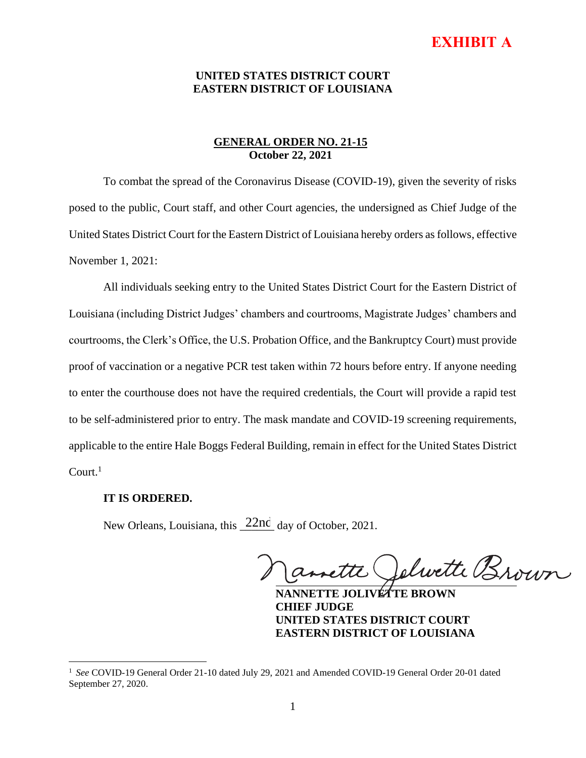**EXHIBIT A**

**UNITED STATES DISTRICT COURT**
**EASTERN DISTRICT OF LOUISIANA**

**GENERAL ORDER NO. 21-15**
**October 22, 2021**

To combat the spread of the Coronavirus Disease (COVID-19), given the severity of risks posed to the public, Court staff, and other Court agencies, the undersigned as Chief Judge of the United States District Court for the Eastern District of Louisiana hereby orders as follows, effective November 1, 2021:

All individuals seeking entry to the United States District Court for the Eastern District of Louisiana (including District Judges' chambers and courtrooms, Magistrate Judges' chambers and courtrooms, the Clerk's Office, the U.S. Probation Office, and the Bankruptcy Court) must provide proof of vaccination or a negative PCR test taken within 72 hours before entry. If anyone needing to enter the courthouse does not have the required credentials, the Court will provide a rapid test to be self-administered prior to entry. The mask mandate and COVID-19 screening requirements, applicable to the entire Hale Boggs Federal Building, remain in effect for the United States District Court.[1]

**IT IS ORDERED.**

New Orleans, Louisiana, this 22nd day of October, 2021.

Nannette Jolivette Brown

**NANNETTE JOLIVETTE BROWN**
**CHIEF JUDGE**
**UNITED STATES DISTRICT COURT**
**EASTERN DISTRICT OF LOUISIANA**

[1] *See* COVID-19 General Order 21-10 dated July 29, 2021 and Amended COVID-19 General Order 20-01 dated September 27, 2020.